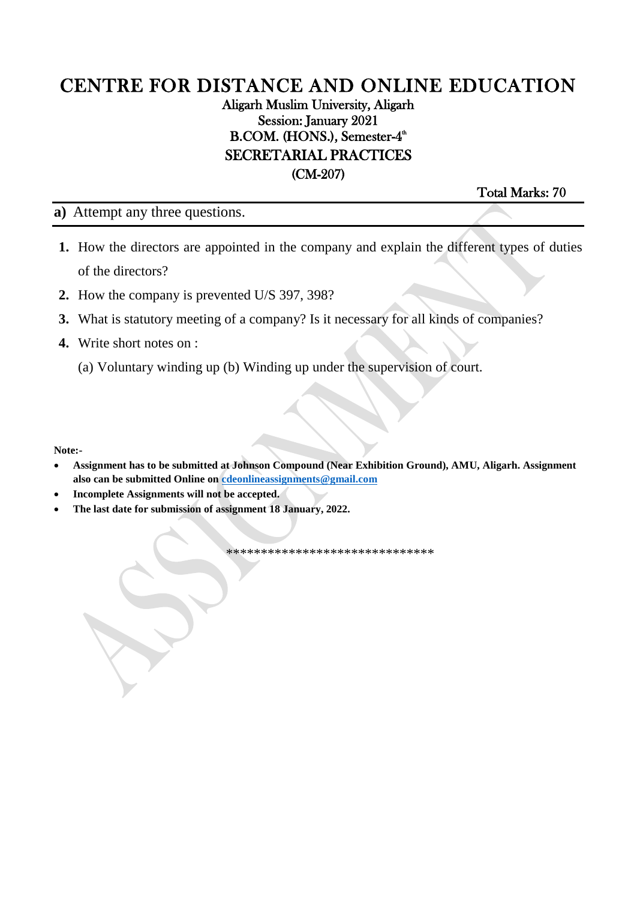# CENTRE FOR DISTANCE AND ONLINE EDUCATION

## Aligarh Muslim University, Aligarh

### Session: January 2021

### B.COM. (HONS.), Semester-4th

### SECRETARIAL PRACTICES

### (CM-207)

**Total Marks: 70**

---

**a)** Attempt any three questions.

---

1. How the directors are appointed in the company and explain the different types of duties of the directors?
2. How the company is prevented U/S 397, 398?
3. What is statutory meeting of a company? Is it necessary for all kinds of companies?
4. Write short notes on :

   (a) Voluntary winding up (b) Winding up under the supervision of court.

**Note:-**

- **Assignment has to be submitted at Johnson Compound (Near Exhibition Ground), AMU, Aligarh. Assignment also can be submitted Online on cdeonlineassignments@gmail.com**
- **Incomplete Assignments will not be accepted.**
- **The last date for submission of assignment 18 January, 2022.**

******************************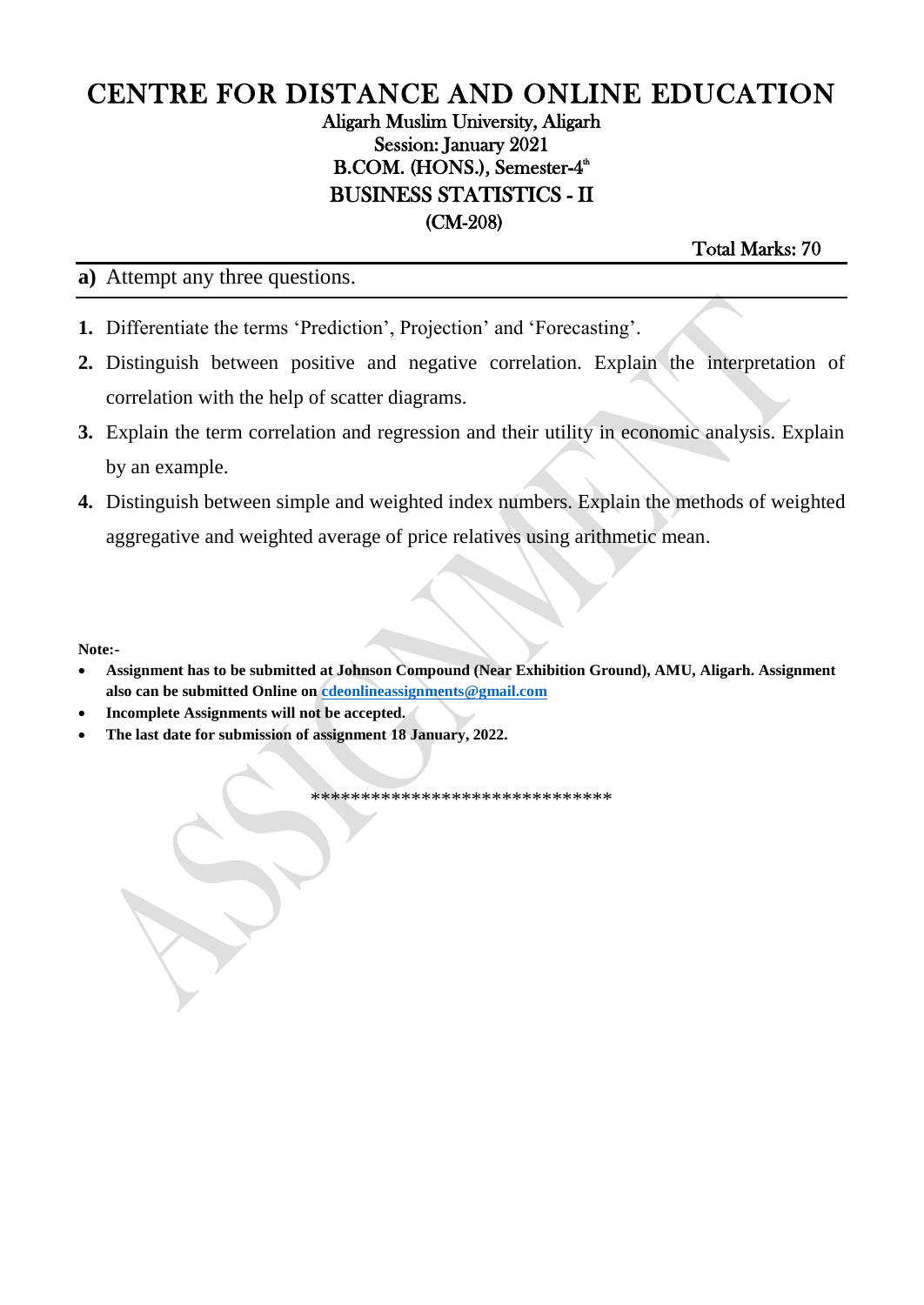# CENTRE FOR DISTANCE AND ONLINE EDUCATION

## Aligarh Muslim University, Aligarh

## Session: January 2021

## B.COM. (HONS.), Semester-4th

## BUSINESS STATISTICS - II

## (CM-208)

**Total Marks: 70**

**a)** Attempt any three questions.

1. Differentiate the terms 'Prediction', Projection' and 'Forecasting'.
2. Distinguish between positive and negative correlation. Explain the interpretation of correlation with the help of scatter diagarms.
3. Explain the term correlation and regression and their utility in economic analysis. Explain by an example.
4. Distinguish between simple and weighted index numbers. Explain the methods of weighted aggregative and weighted average of price relatives using arithmetic mean.

**Note:-**

- **Assignment has to be submitted at Johnson Compound (Near Exhibition Ground), AMU, Aligarh. Assignment also can be submitted Online on cdeonlineassignments@gmail.com**
- **Incomplete Assignments will not be accepted.**
- **The last date for submission of assignment 18 January, 2022.**

******************************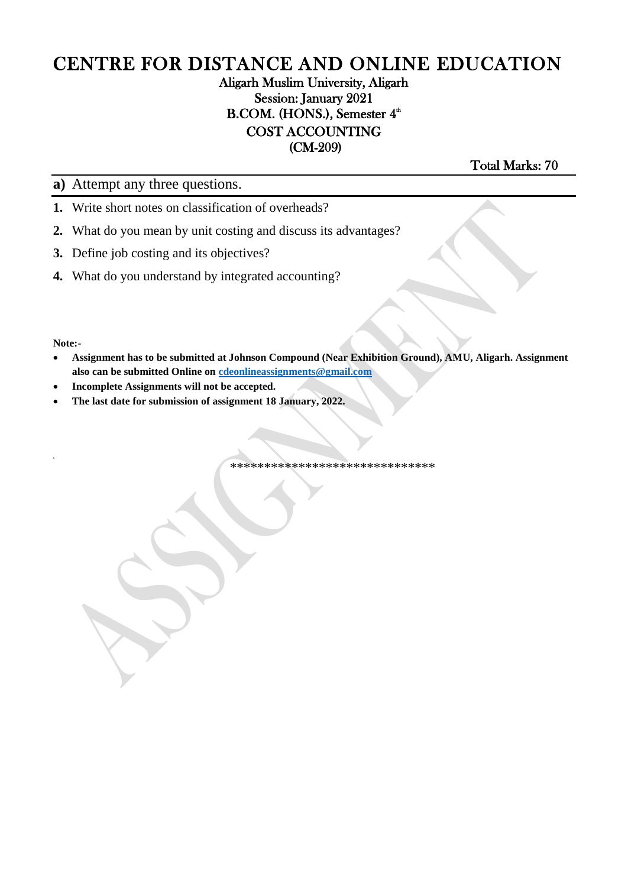# CENTRE FOR DISTANCE AND ONLINE EDUCATION

## Aligarh Muslim University, Aligarh
## Session: January 2021
## B.COM. (HONS.), Semester 4th
## COST ACCOUNTING
## (CM-209)

**Total Marks: 70**

**a)** Attempt any three questions.

1. Write short notes on classification of overheads?
2. What do you mean by unit costing and discuss its advantages?
3. Define job costing and its objectives?
4. What do you understand by integrated accounting?

**Note:-**

- **Assignment has to be submitted at Johnson Compound (Near Exhibition Ground), AMU, Aligarh. Assignment also can be submitted Online on [cdeonlineassignments@gmail.com](mailto:cdeonlineassignments@gmail.com)**
- **Incomplete Assignments will not be accepted.**
- **The last date for submission of assignment 18 January, 2022.**

******************************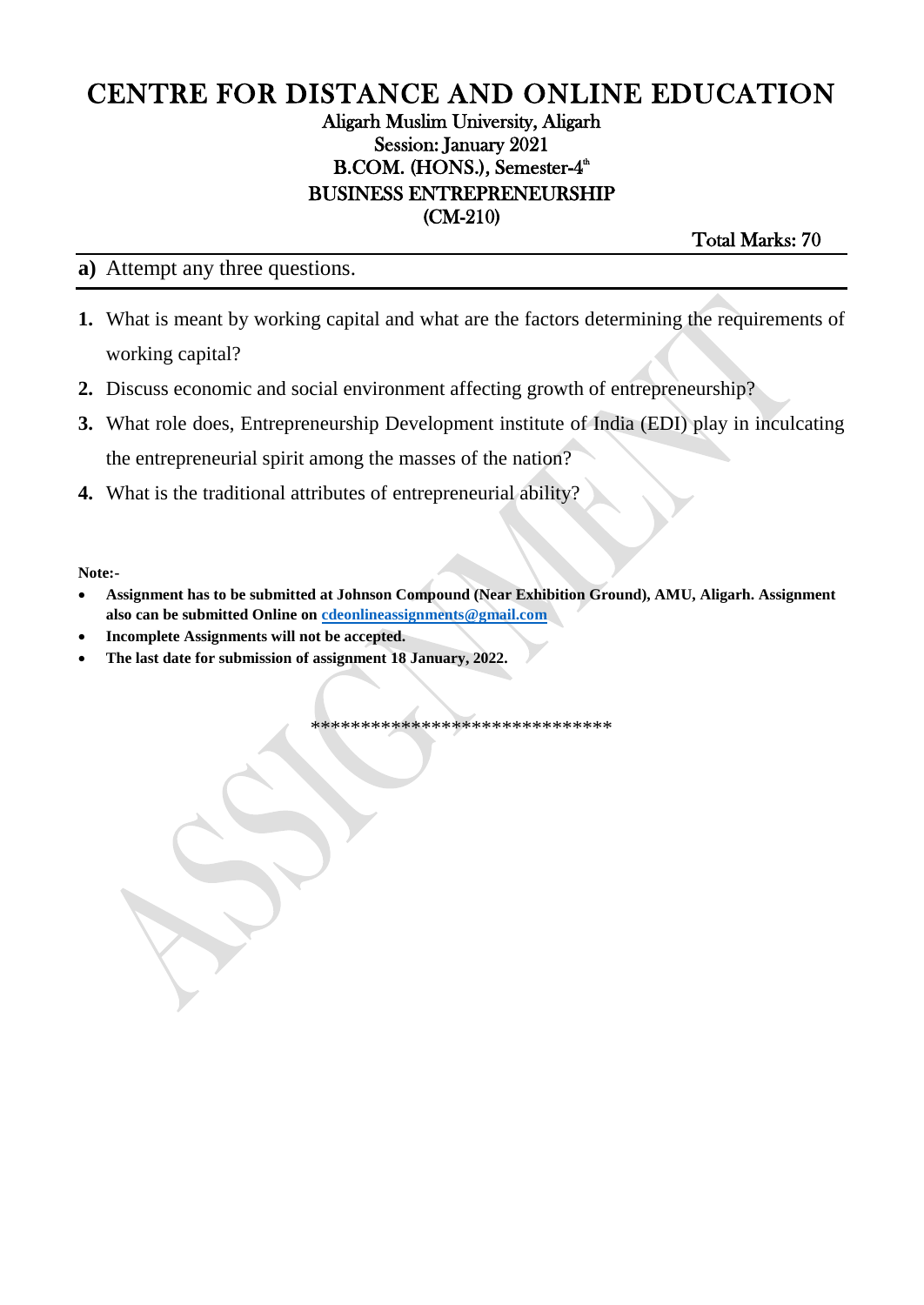# CENTRE FOR DISTANCE AND ONLINE EDUCATION

## Aligarh Muslim University, Aligarh

## Session: January 2021

## B.COM. (HONS.), Semester-4th

## BUSINESS ENTREPRENEURSHIP

## (CM-210)

**Total Marks: 70**

**a)** Attempt any three questions.

1. What is meant by working capital and what are the factors determining the requirements of working capital?
2. Discuss economic and social environment affecting growth of entrepreneurship?
3. What role does, Entrepreneurship Development institute of India (EDI) play in inculcating the entrepreneurial spirit among the masses of the nation?
4. What is the traditional attributes of entrepreneurial ability?

**Note:-**

- **Assignment has to be submitted at Johnson Compound (Near Exhibition Ground), AMU, Aligarh. Assignment also can be submitted Online on cdeonlineassignments@gmail.com**
- **Incomplete Assignments will not be accepted.**
- **The last date for submission of assignment 18 January, 2022.**

*******************************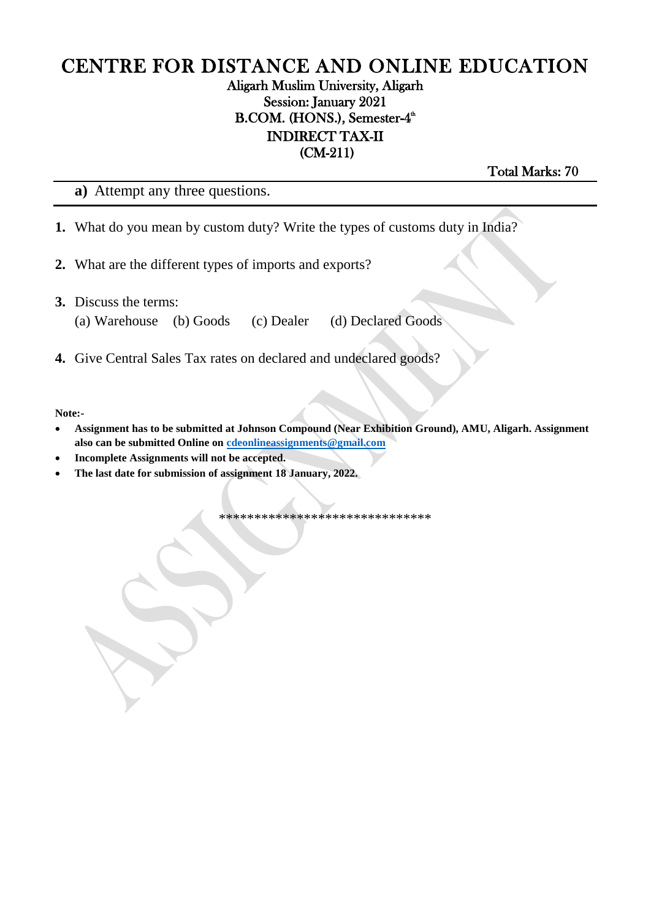# CENTRE FOR DISTANCE AND ONLINE EDUCATION

**Aligarh Muslim University, Aligarh**
**Session: January 2021**
**B.COM. (HONS.), Semester-4th**
**INDIRECT TAX-II**
**(CM-211)**

**Total Marks: 70**

---

**a)** Attempt any three questions.

---

1. What do you mean by custom duty? Write the types of customs duty in India?
2. What are the different types of imports and exports?
3. Discuss the terms:
   (a) Warehouse (b) Goods (c) Dealer (d) Declared Goods
4. Give Central Sales Tax rates on declared and undeclared goods?

**Note:-**

- **Assignment has to be submitted at Johnson Compound (Near Exhibition Ground), AMU, Aligarh. Assignment also can be submitted Online on cdeonlineassignments@gmail.com**
- **Incomplete Assignments will not be accepted.**
- **The last date for submission of assignment 18 January, 2022.**

******************************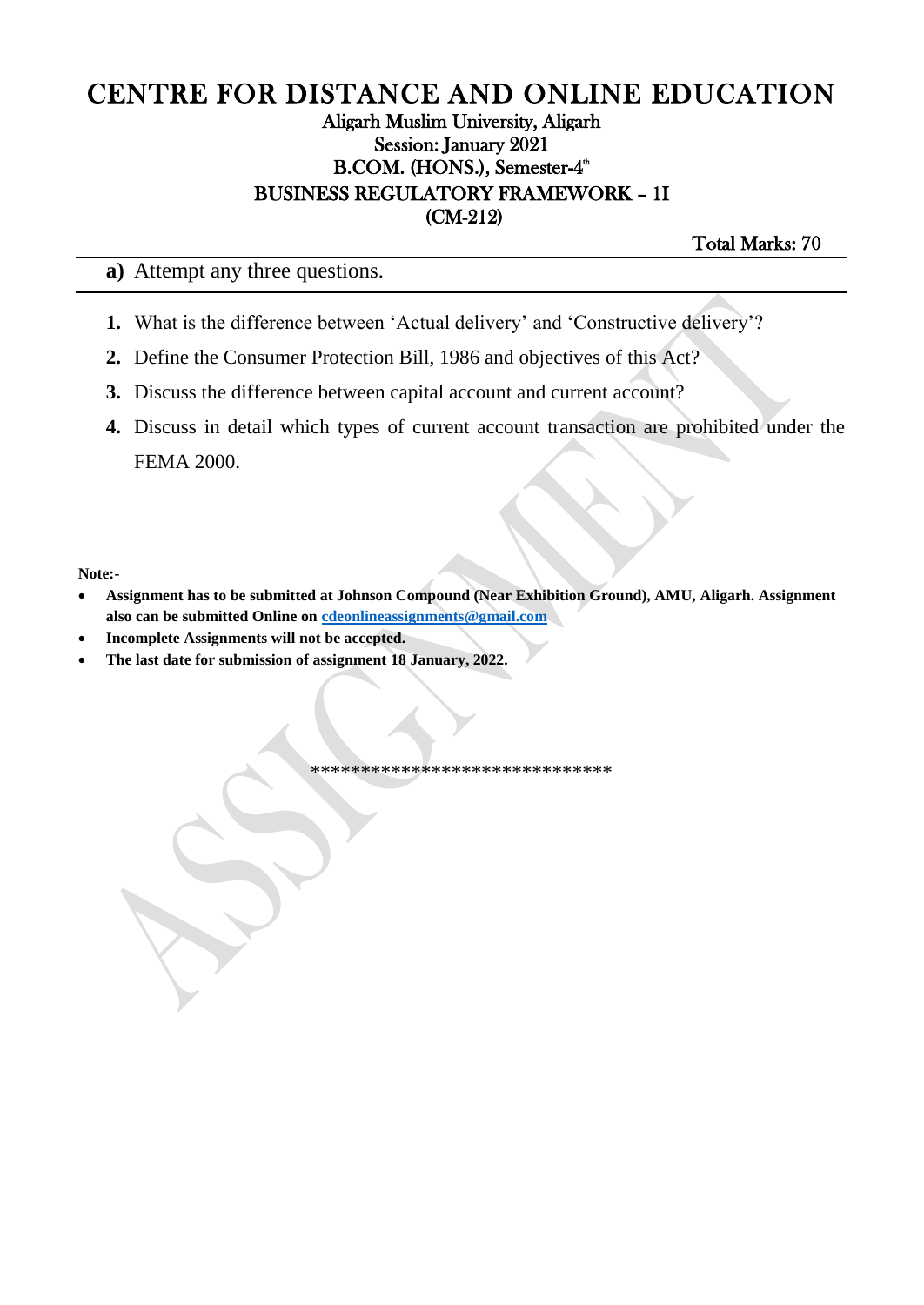# CENTRE FOR DISTANCE AND ONLINE EDUCATION

## Aligarh Muslim University, Aligarh

## Session: January 2021

## B.COM. (HONS.), Semester-4th

## BUSINESS REGULATORY FRAMEWORK – 1I

## (CM-212)

**Total Marks: 70**

**a)** Attempt any three questions.

1. What is the difference between 'Actual delivery' and 'Constructive delivery'?
2. Define the Consumer Protection Bill, 1986 and objectives of this Act?
3. Discuss the difference between capital account and current account?
4. Discuss in detail which types of current account transaction are prohibited under the FEMA 2000.

**Note:-**

- **Assignment has to be submitted at Johnson Compound (Near Exhibition Ground), AMU, Aligarh. Assignment also can be submitted Online on cdeonlineassignments@gmail.com**
- **Incomplete Assignments will not be accepted.**
- **The last date for submission of assignment 18 January, 2022.**

******************************